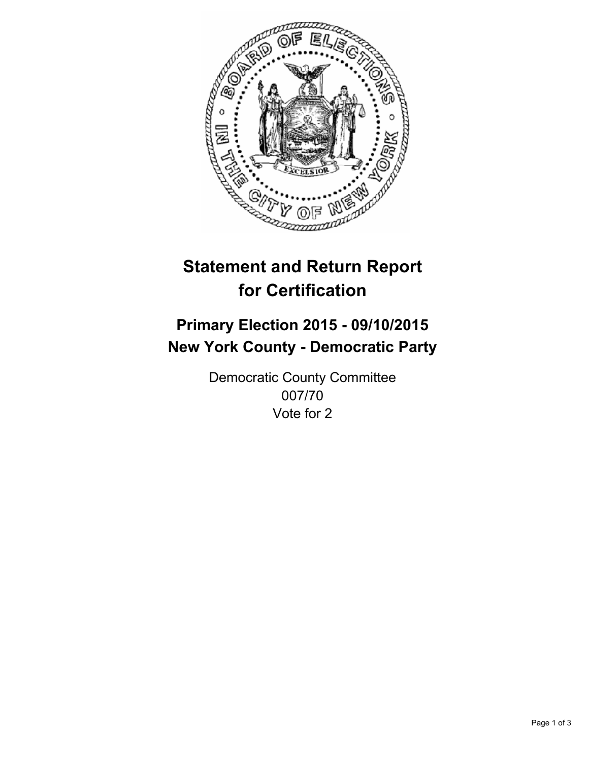# Statement and Return Report for Certification

## Primary Election 2015 - 09/10/2015
## New York County - Democratic Party

Democratic County Committee
007/70
Vote for 2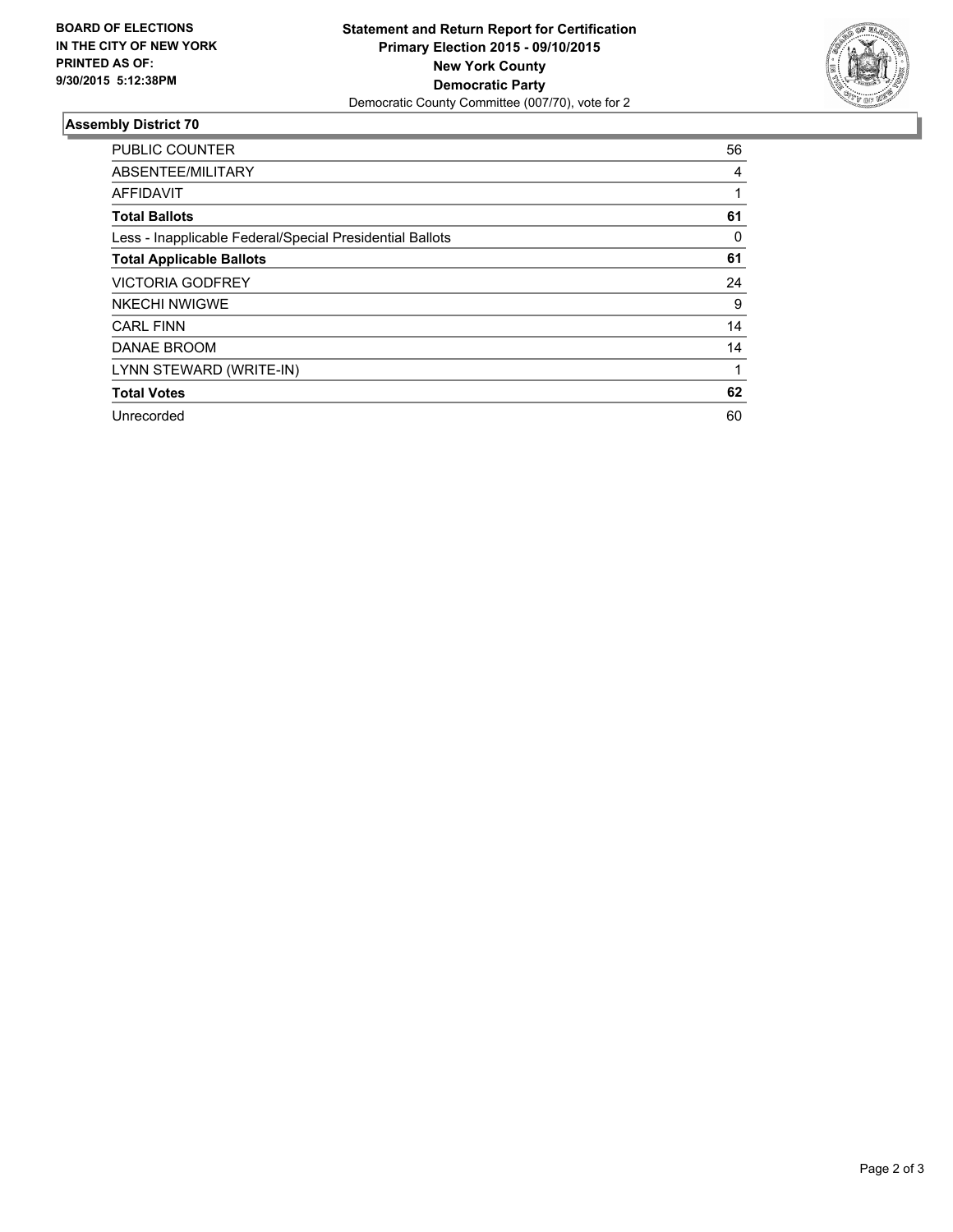**BOARD OF ELECTIONS**
**IN THE CITY OF NEW YORK**
**PRINTED AS OF:**
**9/30/2015 5:12:38PM**

**Statement and Return Report for Certification**
**Primary Election 2015 - 09/10/2015**
**New York County**
**Democratic Party**
Democratic County Committee (007/70), vote for 2

## Assembly District 70

| | |
|---|---|
| PUBLIC COUNTER | 56 |
| ABSENTEE/MILITARY | 4 |
| AFFIDAVIT | 1 |
| **Total Ballots** | **61** |
| Less - Inapplicable Federal/Special Presidential Ballots | 0 |
| **Total Applicable Ballots** | **61** |
| VICTORIA GODFREY | 24 |
| NKECHI NWIGWE | 9 |
| CARL FINN | 14 |
| DANAE BROOM | 14 |
| LYNN STEWARD (WRITE-IN) | 1 |
| **Total Votes** | **62** |
| Unrecorded | 60 |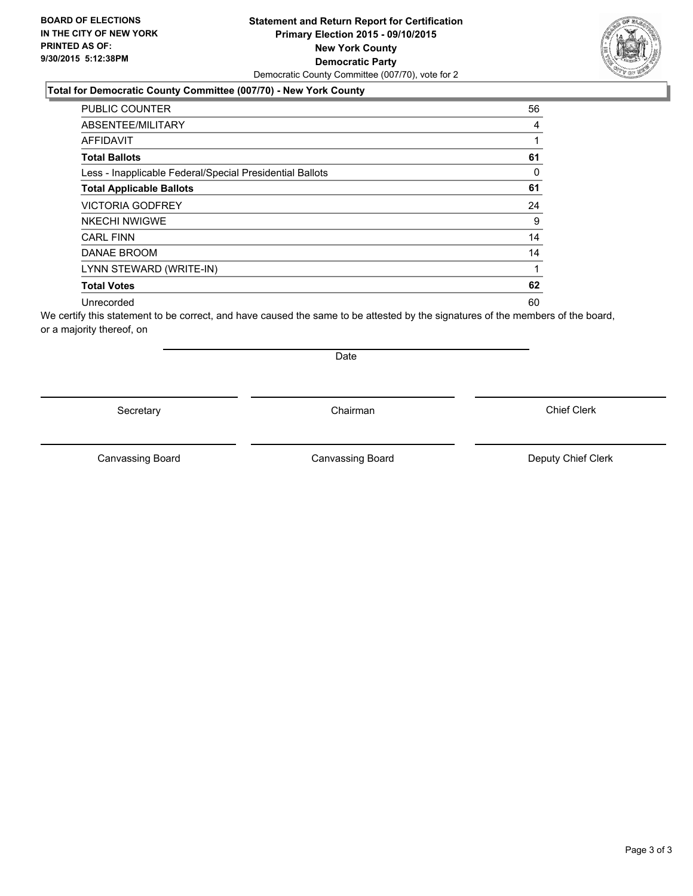**BOARD OF ELECTIONS IN THE CITY OF NEW YORK PRINTED AS OF: 9/30/2015 5:12:38PM**

**Statement and Return Report for Certification**
**Primary Election 2015 - 09/10/2015**
**New York County**
**Democratic Party**
Democratic County Committee (007/70), vote for 2

### Total for Democratic County Committee (007/70) - New York County

| | |
|---|---|
| PUBLIC COUNTER | 56 |
| ABSENTEE/MILITARY | 4 |
| AFFIDAVIT | 1 |
| **Total Ballots** | **61** |
| Less - Inapplicable Federal/Special Presidential Ballots | 0 |
| **Total Applicable Ballots** | **61** |
| VICTORIA GODFREY | 24 |
| NKECHI NWIGWE | 9 |
| CARL FINN | 14 |
| DANAE BROOM | 14 |
| LYNN STEWARD (WRITE-IN) | 1 |
| **Total Votes** | **62** |
| Unrecorded | 60 |

We certify this statement to be correct, and have caused the same to be attested by the signatures of the members of the board, or a majority thereof, on

Date

Secretary | Chairman | Chief Clerk

Canvassing Board | Canvassing Board | Deputy Chief Clerk